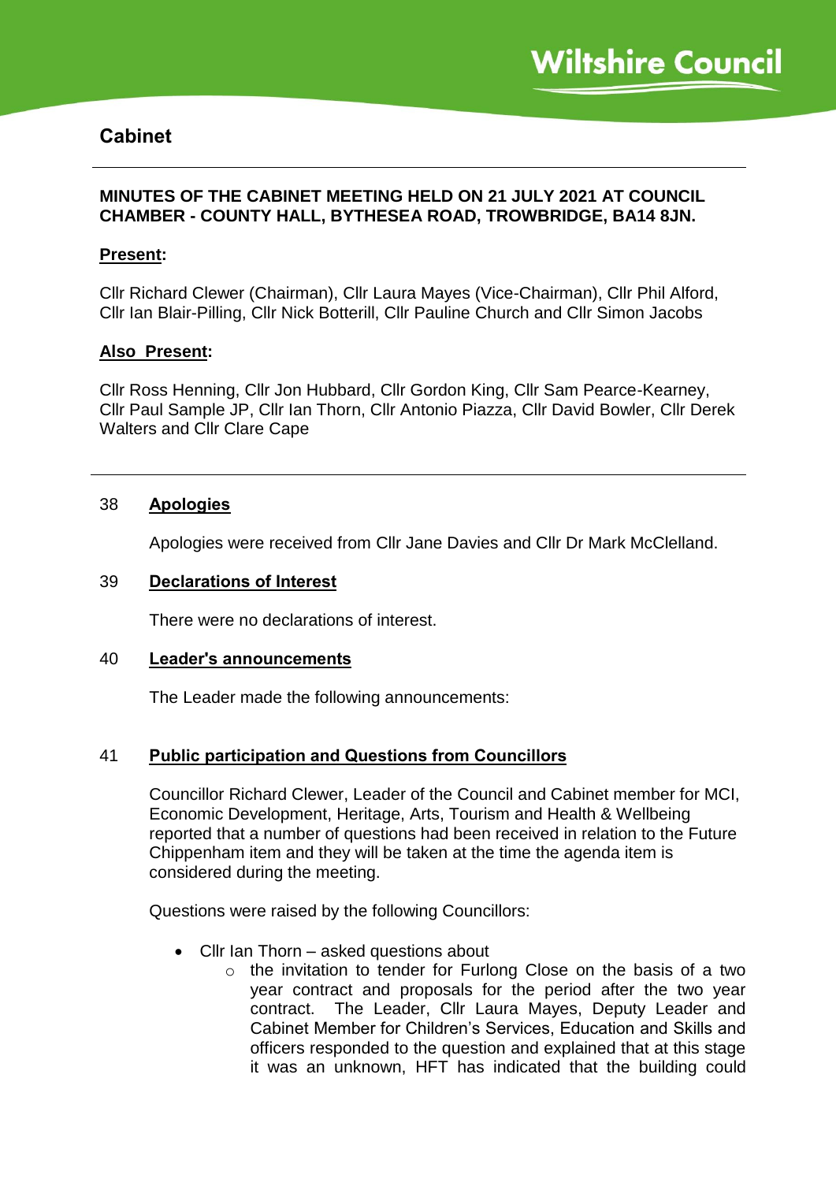# Cabinet

**MINUTES OF THE CABINET MEETING HELD ON 21 JULY 2021 AT COUNCIL CHAMBER - COUNTY HALL, BYTHESEA ROAD, TROWBRIDGE, BA14 8JN.**

**Present:**

Cllr Richard Clewer (Chairman), Cllr Laura Mayes (Vice-Chairman), Cllr Phil Alford, Cllr Ian Blair-Pilling, Cllr Nick Botterill, Cllr Pauline Church and Cllr Simon Jacobs

**Also Present:**

Cllr Ross Henning, Cllr Jon Hubbard, Cllr Gordon King, Cllr Sam Pearce-Kearney, Cllr Paul Sample JP, Cllr Ian Thorn, Cllr Antonio Piazza, Cllr David Bowler, Cllr Derek Walters and Cllr Clare Cape

## 38 Apologies

Apologies were received from Cllr Jane Davies and Cllr Dr Mark McClelland.

## 39 Declarations of Interest

There were no declarations of interest.

## 40 Leader's announcements

The Leader made the following announcements:

## 41 Public participation and Questions from Councillors

Councillor Richard Clewer, Leader of the Council and Cabinet member for MCI, Economic Development, Heritage, Arts, Tourism and Health & Wellbeing reported that a number of questions had been received in relation to the Future Chippenham item and they will be taken at the time the agenda item is considered during the meeting.

Questions were raised by the following Councillors:

- Cllr Ian Thorn – asked questions about
  - the invitation to tender for Furlong Close on the basis of a two year contract and proposals for the period after the two year contract. The Leader, Cllr Laura Mayes, Deputy Leader and Cabinet Member for Children's Services, Education and Skills and officers responded to the question and explained that at this stage it was an unknown, HFT has indicated that the building could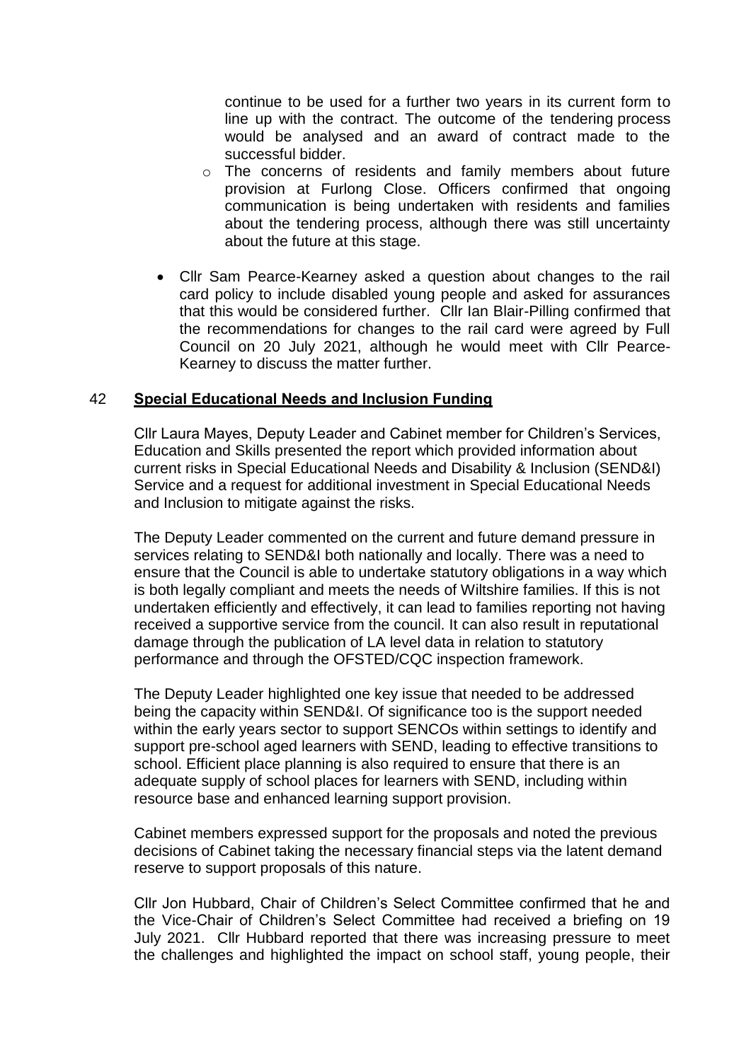continue to be used for a further two years in its current form to line up with the contract. The outcome of the tendering process would be analysed and an award of contract made to the successful bidder.

  - The concerns of residents and family members about future provision at Furlong Close. Officers confirmed that ongoing communication is being undertaken with residents and families about the tendering process, although there was still uncertainty about the future at this stage.

- Cllr Sam Pearce-Kearney asked a question about changes to the rail card policy to include disabled young people and asked for assurances that this would be considered further. Cllr Ian Blair-Pilling confirmed that the recommendations for changes to the rail card were agreed by Full Council on 20 July 2021, although he would meet with Cllr Pearce-Kearney to discuss the matter further.

## 42 **Special Educational Needs and Inclusion Funding**

Cllr Laura Mayes, Deputy Leader and Cabinet member for Children's Services, Education and Skills presented the report which provided information about current risks in Special Educational Needs and Disability & Inclusion (SEND&I) Service and a request for additional investment in Special Educational Needs and Inclusion to mitigate against the risks.

The Deputy Leader commented on the current and future demand pressure in services relating to SEND&I both nationally and locally. There was a need to ensure that the Council is able to undertake statutory obligations in a way which is both legally compliant and meets the needs of Wiltshire families. If this is not undertaken efficiently and effectively, it can lead to families reporting not having received a supportive service from the council. It can also result in reputational damage through the publication of LA level data in relation to statutory performance and through the OFSTED/CQC inspection framework.

The Deputy Leader highlighted one key issue that needed to be addressed being the capacity within SEND&I. Of significance too is the support needed within the early years sector to support SENCOs within settings to identify and support pre-school aged learners with SEND, leading to effective transitions to school. Efficient place planning is also required to ensure that there is an adequate supply of school places for learners with SEND, including within resource base and enhanced learning support provision.

Cabinet members expressed support for the proposals and noted the previous decisions of Cabinet taking the necessary financial steps via the latent demand reserve to support proposals of this nature.

Cllr Jon Hubbard, Chair of Children's Select Committee confirmed that he and the Vice-Chair of Children's Select Committee had received a briefing on 19 July 2021. Cllr Hubbard reported that there was increasing pressure to meet the challenges and highlighted the impact on school staff, young people, their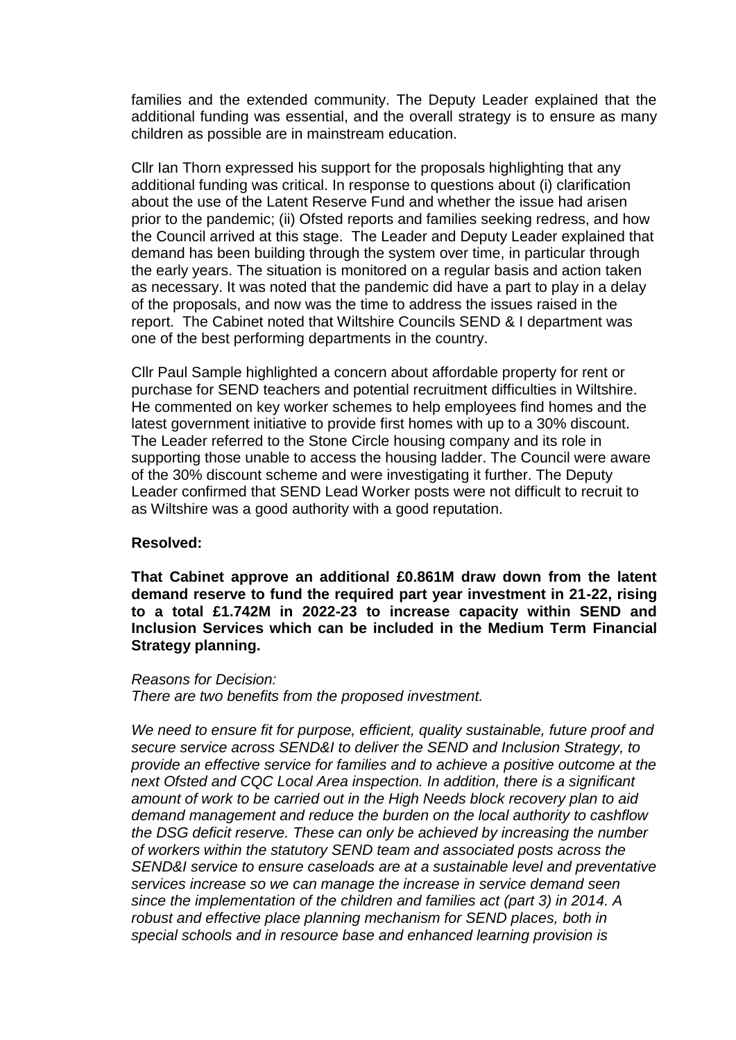families and the extended community. The Deputy Leader explained that the additional funding was essential, and the overall strategy is to ensure as many children as possible are in mainstream education.

Cllr Ian Thorn expressed his support for the proposals highlighting that any additional funding was critical. In response to questions about (i) clarification about the use of the Latent Reserve Fund and whether the issue had arisen prior to the pandemic; (ii) Ofsted reports and families seeking redress, and how the Council arrived at this stage. The Leader and Deputy Leader explained that demand has been building through the system over time, in particular through the early years. The situation is monitored on a regular basis and action taken as necessary. It was noted that the pandemic did have a part to play in a delay of the proposals, and now was the time to address the issues raised in the report. The Cabinet noted that Wiltshire Councils SEND & I department was one of the best performing departments in the country.

Cllr Paul Sample highlighted a concern about affordable property for rent or purchase for SEND teachers and potential recruitment difficulties in Wiltshire. He commented on key worker schemes to help employees find homes and the latest government initiative to provide first homes with up to a 30% discount. The Leader referred to the Stone Circle housing company and its role in supporting those unable to access the housing ladder. The Council were aware of the 30% discount scheme and were investigating it further. The Deputy Leader confirmed that SEND Lead Worker posts were not difficult to recruit to as Wiltshire was a good authority with a good reputation.

**Resolved:**

**That Cabinet approve an additional £0.861M draw down from the latent demand reserve to fund the required part year investment in 21-22, rising to a total £1.742M in 2022-23 to increase capacity within SEND and Inclusion Services which can be included in the Medium Term Financial Strategy planning.**

*Reasons for Decision:*
*There are two benefits from the proposed investment.*

*We need to ensure fit for purpose, efficient, quality sustainable, future proof and secure service across SEND&I to deliver the SEND and Inclusion Strategy, to provide an effective service for families and to achieve a positive outcome at the next Ofsted and CQC Local Area inspection. In addition, there is a significant amount of work to be carried out in the High Needs block recovery plan to aid demand management and reduce the burden on the local authority to cashflow the DSG deficit reserve. These can only be achieved by increasing the number of workers within the statutory SEND team and associated posts across the SEND&I service to ensure caseloads are at a sustainable level and preventative services increase so we can manage the increase in service demand seen since the implementation of the children and families act (part 3) in 2014. A robust and effective place planning mechanism for SEND places, both in special schools and in resource base and enhanced learning provision is*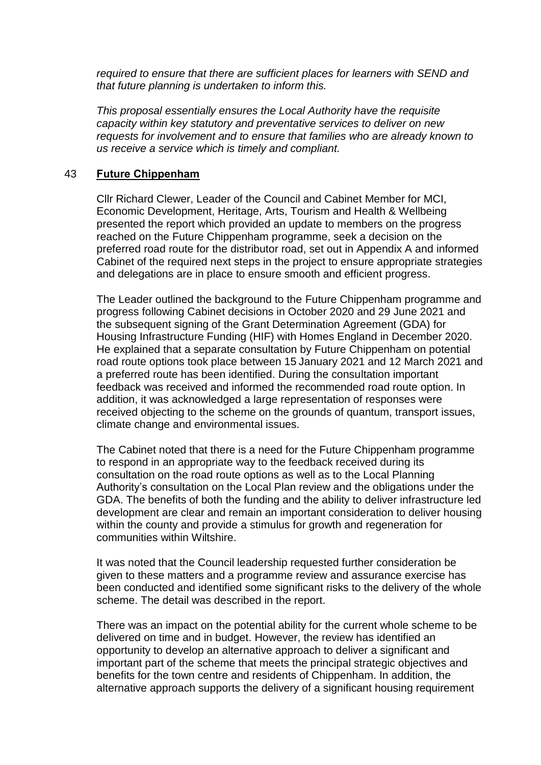*required to ensure that there are sufficient places for learners with SEND and that future planning is undertaken to inform this.*

*This proposal essentially ensures the Local Authority have the requisite capacity within key statutory and preventative services to deliver on new requests for involvement and to ensure that families who are already known to us receive a service which is timely and compliant.*

## 43 **Future Chippenham**

Cllr Richard Clewer, Leader of the Council and Cabinet Member for MCI, Economic Development, Heritage, Arts, Tourism and Health & Wellbeing presented the report which provided an update to members on the progress reached on the Future Chippenham programme, seek a decision on the preferred road route for the distributor road, set out in Appendix A and informed Cabinet of the required next steps in the project to ensure appropriate strategies and delegations are in place to ensure smooth and efficient progress.

The Leader outlined the background to the Future Chippenham programme and progress following Cabinet decisions in October 2020 and 29 June 2021 and the subsequent signing of the Grant Determination Agreement (GDA) for Housing Infrastructure Funding (HIF) with Homes England in December 2020. He explained that a separate consultation by Future Chippenham on potential road route options took place between 15 January 2021 and 12 March 2021 and a preferred route has been identified. During the consultation important feedback was received and informed the recommended road route option. In addition, it was acknowledged a large representation of responses were received objecting to the scheme on the grounds of quantum, transport issues, climate change and environmental issues.

The Cabinet noted that there is a need for the Future Chippenham programme to respond in an appropriate way to the feedback received during its consultation on the road route options as well as to the Local Planning Authority's consultation on the Local Plan review and the obligations under the GDA. The benefits of both the funding and the ability to deliver infrastructure led development are clear and remain an important consideration to deliver housing within the county and provide a stimulus for growth and regeneration for communities within Wiltshire.

It was noted that the Council leadership requested further consideration be given to these matters and a programme review and assurance exercise has been conducted and identified some significant risks to the delivery of the whole scheme. The detail was described in the report.

There was an impact on the potential ability for the current whole scheme to be delivered on time and in budget. However, the review has identified an opportunity to develop an alternative approach to deliver a significant and important part of the scheme that meets the principal strategic objectives and benefits for the town centre and residents of Chippenham. In addition, the alternative approach supports the delivery of a significant housing requirement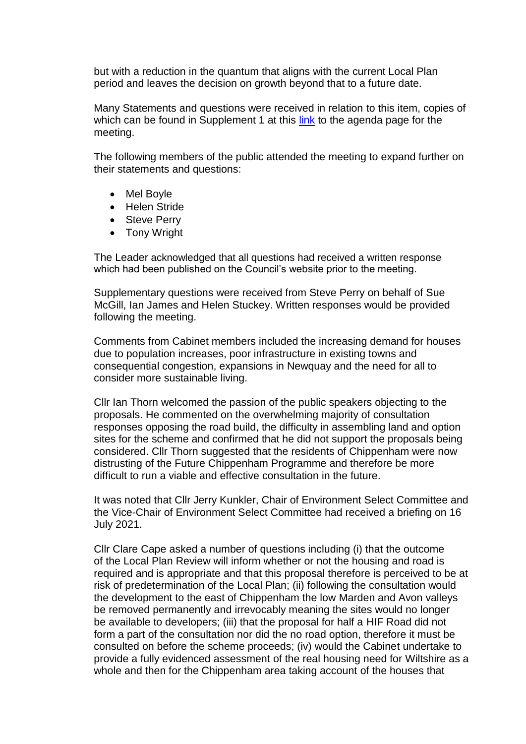but with a reduction in the quantum that aligns with the current Local Plan period and leaves the decision on growth beyond that to a future date.

Many Statements and questions were received in relation to this item, copies of which can be found in Supplement 1 at this link to the agenda page for the meeting.

The following members of the public attended the meeting to expand further on their statements and questions:

- Mel Boyle
- Helen Stride
- Steve Perry
- Tony Wright

The Leader acknowledged that all questions had received a written response which had been published on the Council's website prior to the meeting.

Supplementary questions were received from Steve Perry on behalf of Sue McGill, Ian James and Helen Stuckey. Written responses would be provided following the meeting.

Comments from Cabinet members included the increasing demand for houses due to population increases, poor infrastructure in existing towns and consequential congestion, expansions in Newquay and the need for all to consider more sustainable living.

Cllr Ian Thorn welcomed the passion of the public speakers objecting to the proposals. He commented on the overwhelming majority of consultation responses opposing the road build, the difficulty in assembling land and option sites for the scheme and confirmed that he did not support the proposals being considered. Cllr Thorn suggested that the residents of Chippenham were now distrusting of the Future Chippenham Programme and therefore be more difficult to run a viable and effective consultation in the future.

It was noted that Cllr Jerry Kunkler, Chair of Environment Select Committee and the Vice-Chair of Environment Select Committee had received a briefing on 16 July 2021.

Cllr Clare Cape asked a number of questions including (i) that the outcome of the Local Plan Review will inform whether or not the housing and road is required and is appropriate and that this proposal therefore is perceived to be at risk of predetermination of the Local Plan; (ii) following the consultation would the development to the east of Chippenham the low Marden and Avon valleys be removed permanently and irrevocably meaning the sites would no longer be available to developers; (iii) that the proposal for half a HIF Road did not form a part of the consultation nor did the no road option, therefore it must be consulted on before the scheme proceeds; (iv) would the Cabinet undertake to provide a fully evidenced assessment of the real housing need for Wiltshire as a whole and then for the Chippenham area taking account of the houses that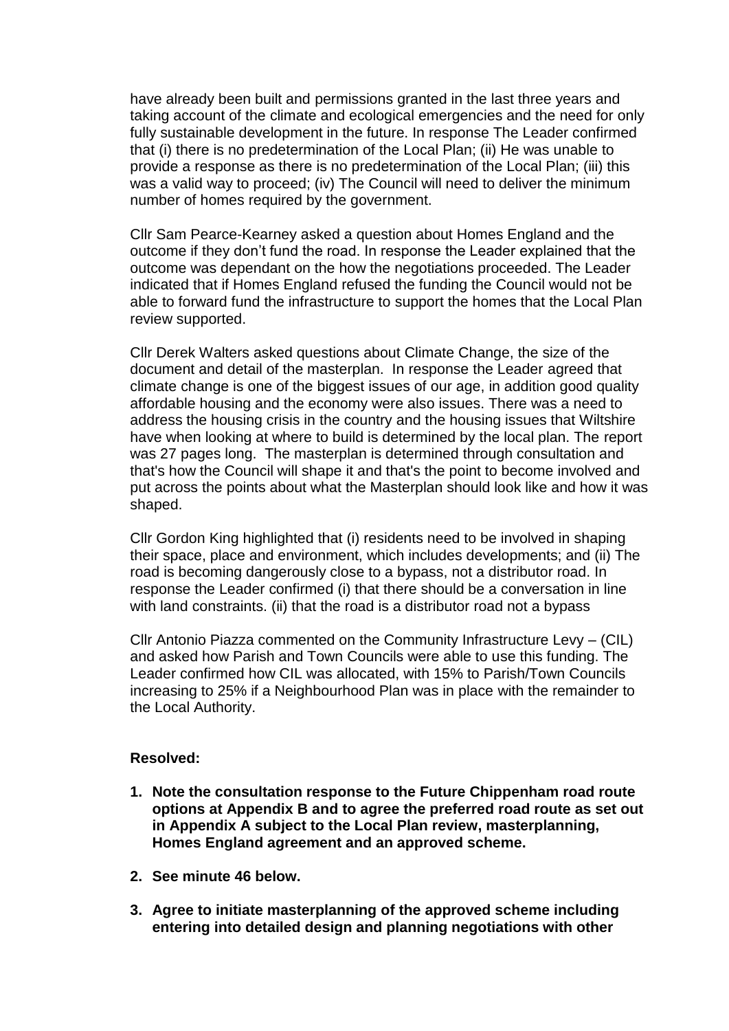have already been built and permissions granted in the last three years and taking account of the climate and ecological emergencies and the need for only fully sustainable development in the future. In response The Leader confirmed that (i) there is no predetermination of the Local Plan; (ii) He was unable to provide a response as there is no predetermination of the Local Plan; (iii) this was a valid way to proceed; (iv) The Council will need to deliver the minimum number of homes required by the government.

Cllr Sam Pearce-Kearney asked a question about Homes England and the outcome if they don't fund the road. In response the Leader explained that the outcome was dependant on the how the negotiations proceeded. The Leader indicated that if Homes England refused the funding the Council would not be able to forward fund the infrastructure to support the homes that the Local Plan review supported.

Cllr Derek Walters asked questions about Climate Change, the size of the document and detail of the masterplan. In response the Leader agreed that climate change is one of the biggest issues of our age, in addition good quality affordable housing and the economy were also issues. There was a need to address the housing crisis in the country and the housing issues that Wiltshire have when looking at where to build is determined by the local plan. The report was 27 pages long. The masterplan is determined through consultation and that's how the Council will shape it and that's the point to become involved and put across the points about what the Masterplan should look like and how it was shaped.

Cllr Gordon King highlighted that (i) residents need to be involved in shaping their space, place and environment, which includes developments; and (ii) The road is becoming dangerously close to a bypass, not a distributor road. In response the Leader confirmed (i) that there should be a conversation in line with land constraints. (ii) that the road is a distributor road not a bypass

Cllr Antonio Piazza commented on the Community Infrastructure Levy – (CIL) and asked how Parish and Town Councils were able to use this funding. The Leader confirmed how CIL was allocated, with 15% to Parish/Town Councils increasing to 25% if a Neighbourhood Plan was in place with the remainder to the Local Authority.

**Resolved:**

1. **Note the consultation response to the Future Chippenham road route options at Appendix B and to agree the preferred road route as set out in Appendix A subject to the Local Plan review, masterplanning, Homes England agreement and an approved scheme.**
2. **See minute 46 below.**
3. **Agree to initiate masterplanning of the approved scheme including entering into detailed design and planning negotiations with other**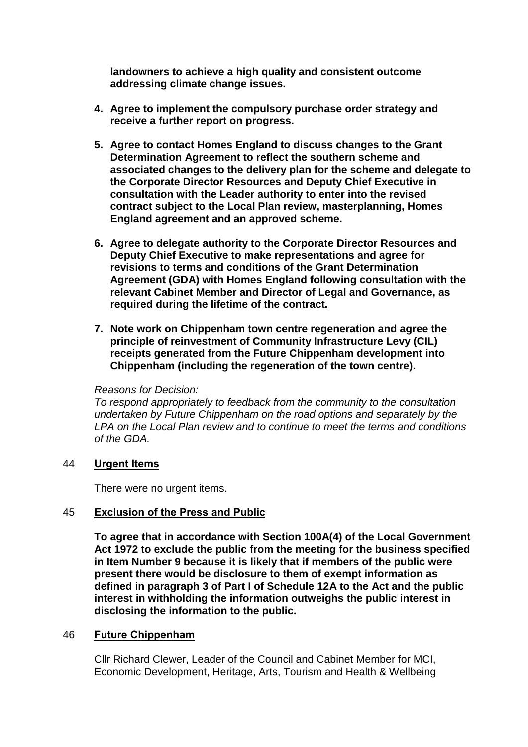**landowners to achieve a high quality and consistent outcome addressing climate change issues.**

4. **Agree to implement the compulsory purchase order strategy and receive a further report on progress.**

5. **Agree to contact Homes England to discuss changes to the Grant Determination Agreement to reflect the southern scheme and associated changes to the delivery plan for the scheme and delegate to the Corporate Director Resources and Deputy Chief Executive in consultation with the Leader authority to enter into the revised contract subject to the Local Plan review, masterplanning, Homes England agreement and an approved scheme.**

6. **Agree to delegate authority to the Corporate Director Resources and Deputy Chief Executive to make representations and agree for revisions to terms and conditions of the Grant Determination Agreement (GDA) with Homes England following consultation with the relevant Cabinet Member and Director of Legal and Governance, as required during the lifetime of the contract.**

7. **Note work on Chippenham town centre regeneration and agree the principle of reinvestment of Community Infrastructure Levy (CIL) receipts generated from the Future Chippenham development into Chippenham (including the regeneration of the town centre).**

*Reasons for Decision:*
*To respond appropriately to feedback from the community to the consultation undertaken by Future Chippenham on the road options and separately by the LPA on the Local Plan review and to continue to meet the terms and conditions of the GDA.*

## 44 Urgent Items

There were no urgent items.

## 45 Exclusion of the Press and Public

**To agree that in accordance with Section 100A(4) of the Local Government Act 1972 to exclude the public from the meeting for the business specified in Item Number 9 because it is likely that if members of the public were present there would be disclosure to them of exempt information as defined in paragraph 3 of Part I of Schedule 12A to the Act and the public interest in withholding the information outweighs the public interest in disclosing the information to the public.**

## 46 Future Chippenham

Cllr Richard Clewer, Leader of the Council and Cabinet Member for MCI, Economic Development, Heritage, Arts, Tourism and Health & Wellbeing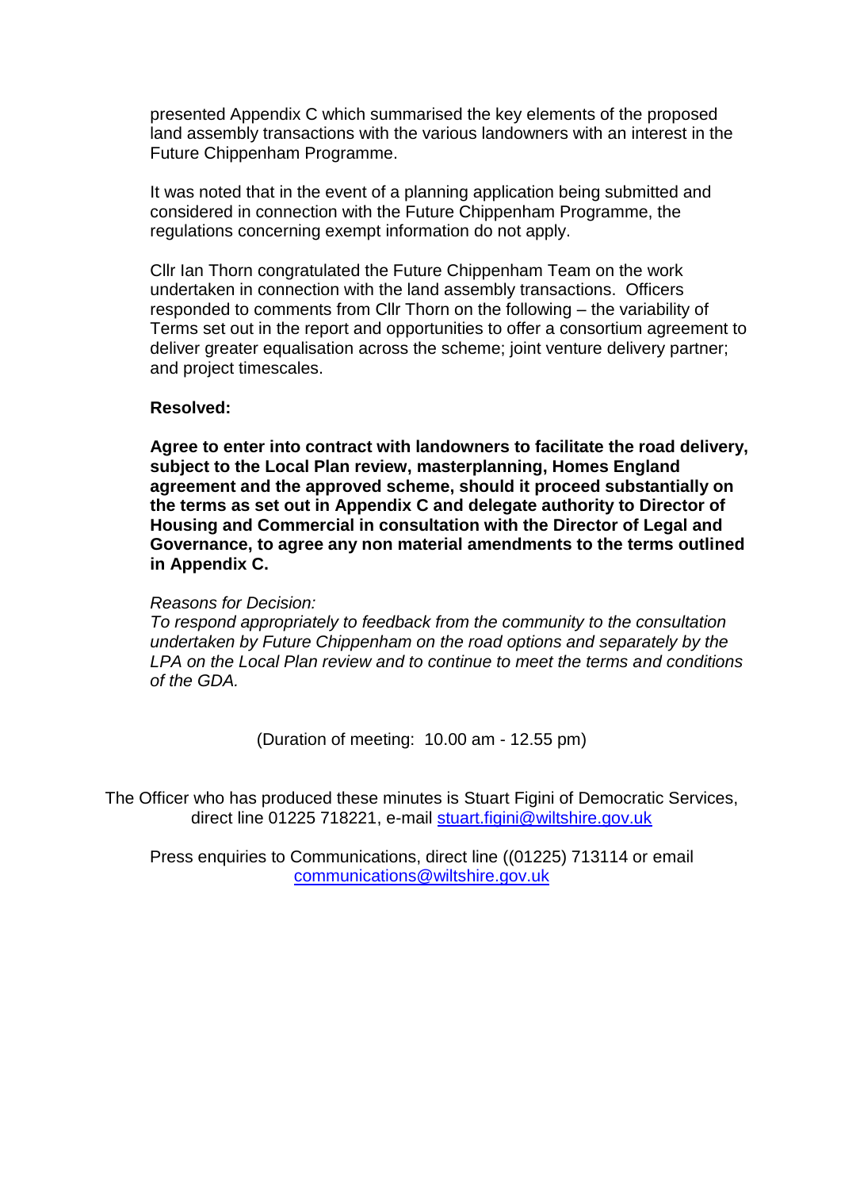presented Appendix C which summarised the key elements of the proposed land assembly transactions with the various landowners with an interest in the Future Chippenham Programme.

It was noted that in the event of a planning application being submitted and considered in connection with the Future Chippenham Programme, the regulations concerning exempt information do not apply.

Cllr Ian Thorn congratulated the Future Chippenham Team on the work undertaken in connection with the land assembly transactions. Officers responded to comments from Cllr Thorn on the following – the variability of Terms set out in the report and opportunities to offer a consortium agreement to deliver greater equalisation across the scheme; joint venture delivery partner; and project timescales.

**Resolved:**

**Agree to enter into contract with landowners to facilitate the road delivery, subject to the Local Plan review, masterplanning, Homes England agreement and the approved scheme, should it proceed substantially on the terms as set out in Appendix C and delegate authority to Director of Housing and Commercial in consultation with the Director of Legal and Governance, to agree any non material amendments to the terms outlined in Appendix C.**

*Reasons for Decision:*
*To respond appropriately to feedback from the community to the consultation undertaken by Future Chippenham on the road options and separately by the LPA on the Local Plan review and to continue to meet the terms and conditions of the GDA.*

(Duration of meeting: 10.00 am - 12.55 pm)

The Officer who has produced these minutes is Stuart Figini of Democratic Services, direct line 01225 718221, e-mail stuart.figini@wiltshire.gov.uk

Press enquiries to Communications, direct line ((01225) 713114 or email communications@wiltshire.gov.uk